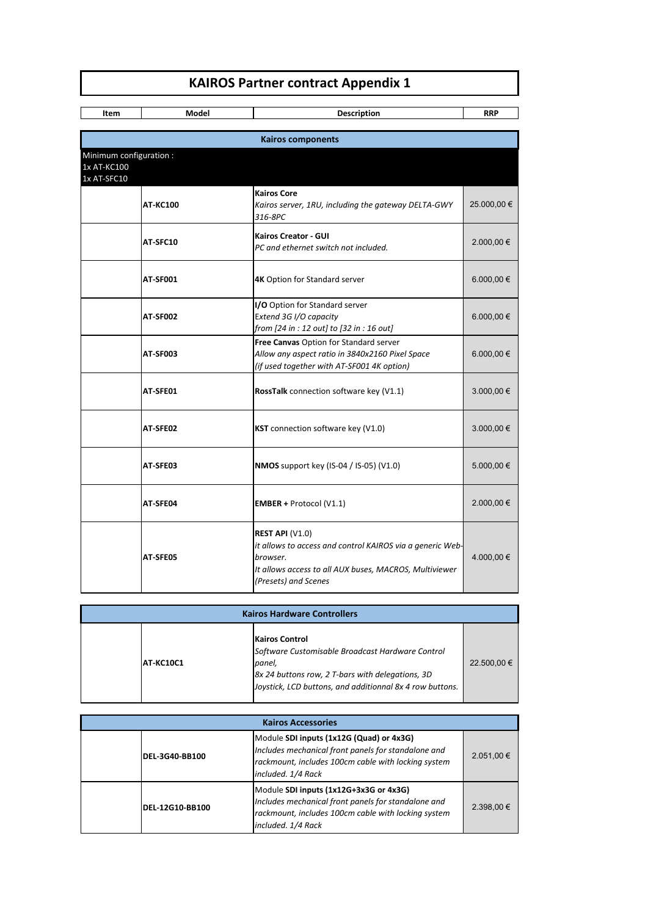# KAIROS Partner contract Appendix 1

| Item | Model | Description | RRP |
|---|---|---|---|
| **Kairos components** | | | |
| Minimum configuration :<br>1x AT-KC100<br>1x AT-SFC10 | | | |
| | **AT-KC100** | **Kairos Core**<br>*Kairos server, 1RU, including the gateway DELTA-GWY 316-8PC* | 25.000,00 € |
| | **AT-SFC10** | **Kairos Creator - GUI**<br>*PC and ethernet switch not included.* | 2.000,00 € |
| | **AT-SF001** | **4K** Option for Standard server | 6.000,00 € |
| | **AT-SF002** | **I/O** Option for Standard server<br>*Extend 3G I/O capacity*<br>*from [24 in : 12 out] to [32 in : 16 out]* | 6.000,00 € |
| | **AT-SF003** | **Free Canvas** Option for Standard server<br>*Allow any aspect ratio in 3840x2160 Pixel Space*<br>*(if used together with AT-SF001 4K option)* | 6.000,00 € |
| | **AT-SFE01** | **RossTalk** connection software key (V1.1) | 3.000,00 € |
| | **AT-SFE02** | **KST** connection software key (V1.0) | 3.000,00 € |
| | **AT-SFE03** | **NMOS** support key (IS-04 / IS-05) (V1.0) | 5.000,00 € |
| | **AT-SFE04** | **EMBER +** Protocol (V1.1) | 2.000,00 € |
| | **AT-SFE05** | **REST API** (V1.0)<br>*it allows to access and control KAIROS via a generic Web-browser.*<br>*It allows access to all AUX buses, MACROS, Multiviewer (Presets) and Scenes* | 4.000,00 € |
| **Kairos Hardware Controllers** | | | |
| | **AT-KC10C1** | **Kairos Control**<br>*Software Customisable Broadcast Hardware Control panel,*<br>*8x 24 buttons row, 2 T-bars with delegations, 3D Joystick, LCD buttons, and additionnal 8x 4 row buttons.* | 22.500,00 € |
| **Kairos Accessories** | | | |
| | **DEL-3G40-BB100** | Module **SDI inputs (1x12G (Quad) or 4x3G)**<br>*Includes mechanical front panels for standalone and rackmount, includes 100cm cable with locking system included. 1/4 Rack* | 2.051,00 € |
| | **DEL-12G10-BB100** | Module **SDI inputs (1x12G+3x3G or 4x3G)**<br>*Includes mechanical front panels for standalone and rackmount, includes 100cm cable with locking system included. 1/4 Rack* | 2.398,00 € |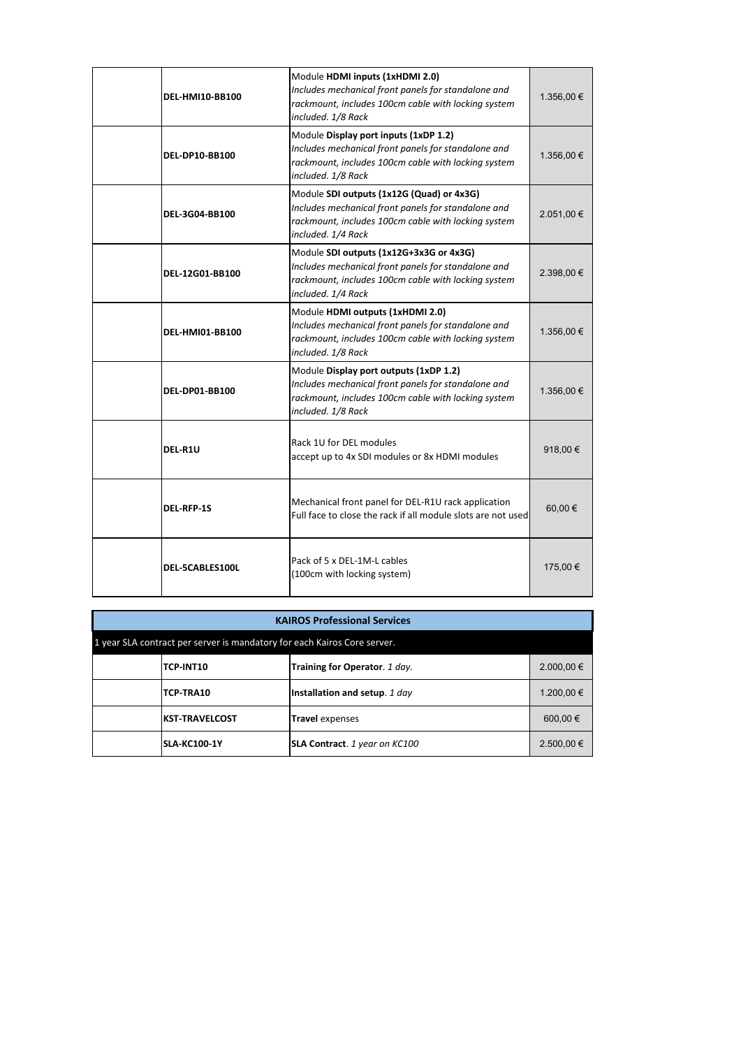| | | | |
|---|---|---|---|
| | DEL-HMI10-BB100 | Module **HDMI inputs (1xHDMI 2.0)**<br>*Includes mechanical front panels for standalone and rackmount, includes 100cm cable with locking system included. 1/8 Rack* | 1.356,00 € |
| | DEL-DP10-BB100 | Module **Display port inputs (1xDP 1.2)**<br>*Includes mechanical front panels for standalone and rackmount, includes 100cm cable with locking system included. 1/8 Rack* | 1.356,00 € |
| | DEL-3G04-BB100 | Module **SDI outputs (1x12G (Quad) or 4x3G)**<br>*Includes mechanical front panels for standalone and rackmount, includes 100cm cable with locking system included. 1/4 Rack* | 2.051,00 € |
| | DEL-12G01-BB100 | Module **SDI outputs (1x12G+3x3G or 4x3G)**<br>*Includes mechanical front panels for standalone and rackmount, includes 100cm cable with locking system included. 1/4 Rack* | 2.398,00 € |
| | DEL-HMI01-BB100 | Module **HDMI outputs (1xHDMI 2.0)**<br>*Includes mechanical front panels for standalone and rackmount, includes 100cm cable with locking system included. 1/8 Rack* | 1.356,00 € |
| | DEL-DP01-BB100 | Module **Display port outputs (1xDP 1.2)**<br>*Includes mechanical front panels for standalone and rackmount, includes 100cm cable with locking system included. 1/8 Rack* | 1.356,00 € |
| | DEL-R1U | Rack 1U for DEL modules<br>accept up to 4x SDI modules or 8x HDMI modules | 918,00 € |
| | DEL-RFP-1S | Mechanical front panel for DEL-R1U rack application<br>Full face to close the rack if all module slots are not used | 60,00 € |
| | DEL-5CABLES100L | Pack of 5 x DEL-1M-L cables<br>(100cm with locking system) | 175,00 € |

**KAIROS Professional Services**

1 year SLA contract per server is mandatory for each Kairos Core server.

| | | | |
|---|---|---|---|
| | TCP-INT10 | **Training for Operator**. *1 day.* | 2.000,00 € |
| | TCP-TRA10 | **Installation and setup**. *1 day* | 1.200,00 € |
| | KST-TRAVELCOST | **Travel** expenses | 600,00 € |
| | SLA-KC100-1Y | **SLA Contract**. *1 year on KC100* | 2.500,00 € |